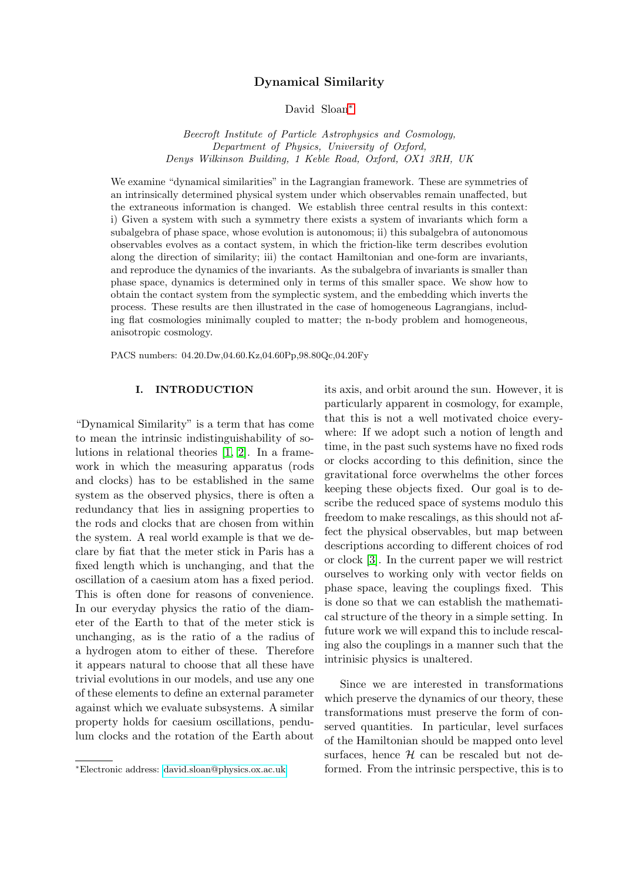# Dynamical Similarity

David Sloan*

*Beecroft Institute of Particle Astrophysics and Cosmology, Department of Physics, University of Oxford, Denys Wilkinson Building, 1 Keble Road, Oxford, OX1 3RH, UK*

We examine "dynamical similarities" in the Lagrangian framework. These are symmetries of an intrinsically determined physical system under which observables remain unaffected, but the extraneous information is changed. We establish three central results in this context: i) Given a system with such a symmetry there exists a system of invariants which form a subalgebra of phase space, whose evolution is autonomous; ii) this subalgebra of autonomous observables evolves as a contact system, in which the friction-like term describes evolution along the direction of similarity; iii) the contact Hamiltonian and one-form are invariants, and reproduce the dynamics of the invariants. As the subalgebra of invariants is smaller than phase space, dynamics is determined only in terms of this smaller space. We show how to obtain the contact system from the symplectic system, and the embedding which inverts the process. These results are then illustrated in the case of homogeneous Lagrangians, including flat cosmologies minimally coupled to matter; the n-body problem and homogeneous, anisotropic cosmology.

PACS numbers: 04.20.Dw,04.60.Kz,04.60Pp,98.80Qc,04.20Fy

## I. INTRODUCTION

"Dynamical Similarity" is a term that has come to mean the intrinsic indistinguishability of solutions in relational theories [1, 2]. In a framework in which the measuring apparatus (rods and clocks) has to be established in the same system as the observed physics, there is often a redundancy that lies in assigning properties to the rods and clocks that are chosen from within the system. A real world example is that we declare by fiat that the meter stick in Paris has a fixed length which is unchanging, and that the oscillation of a caesium atom has a fixed period. This is often done for reasons of convenience. In our everyday physics the ratio of the diameter of the Earth to that of the meter stick is unchanging, as is the ratio of a the radius of a hydrogen atom to either of these. Therefore it appears natural to choose that all these have trivial evolutions in our models, and use any one of these elements to define an external parameter against which we evaluate subsystems. A similar property holds for caesium oscillations, pendulum clocks and the rotation of the Earth about its axis, and orbit around the sun. However, it is particularly apparent in cosmology, for example, that this is not a well motivated choice everywhere: If we adopt such a notion of length and time, in the past such systems have no fixed rods or clocks according to this definition, since the gravitational force overwhelms the other forces keeping these objects fixed. Our goal is to describe the reduced space of systems modulo this freedom to make rescalings, as this should not affect the physical observables, but map between descriptions according to different choices of rod or clock [3]. In the current paper we will restrict ourselves to working only with vector fields on phase space, leaving the couplings fixed. This is done so that we can establish the mathematical structure of the theory in a simple setting. In future work we will expand this to include rescaling also the couplings in a manner such that the intrinisic physics is unaltered.

Since we are interested in transformations which preserve the dynamics of our theory, these transformations must preserve the form of conserved quantities. In particular, level surfaces of the Hamiltonian should be mapped onto level surfaces, hence $\mathcal{H}$ can be rescaled but not deformed. From the intrinsic perspective, this is to

*Electronic address: david.sloan@physics.ox.ac.uk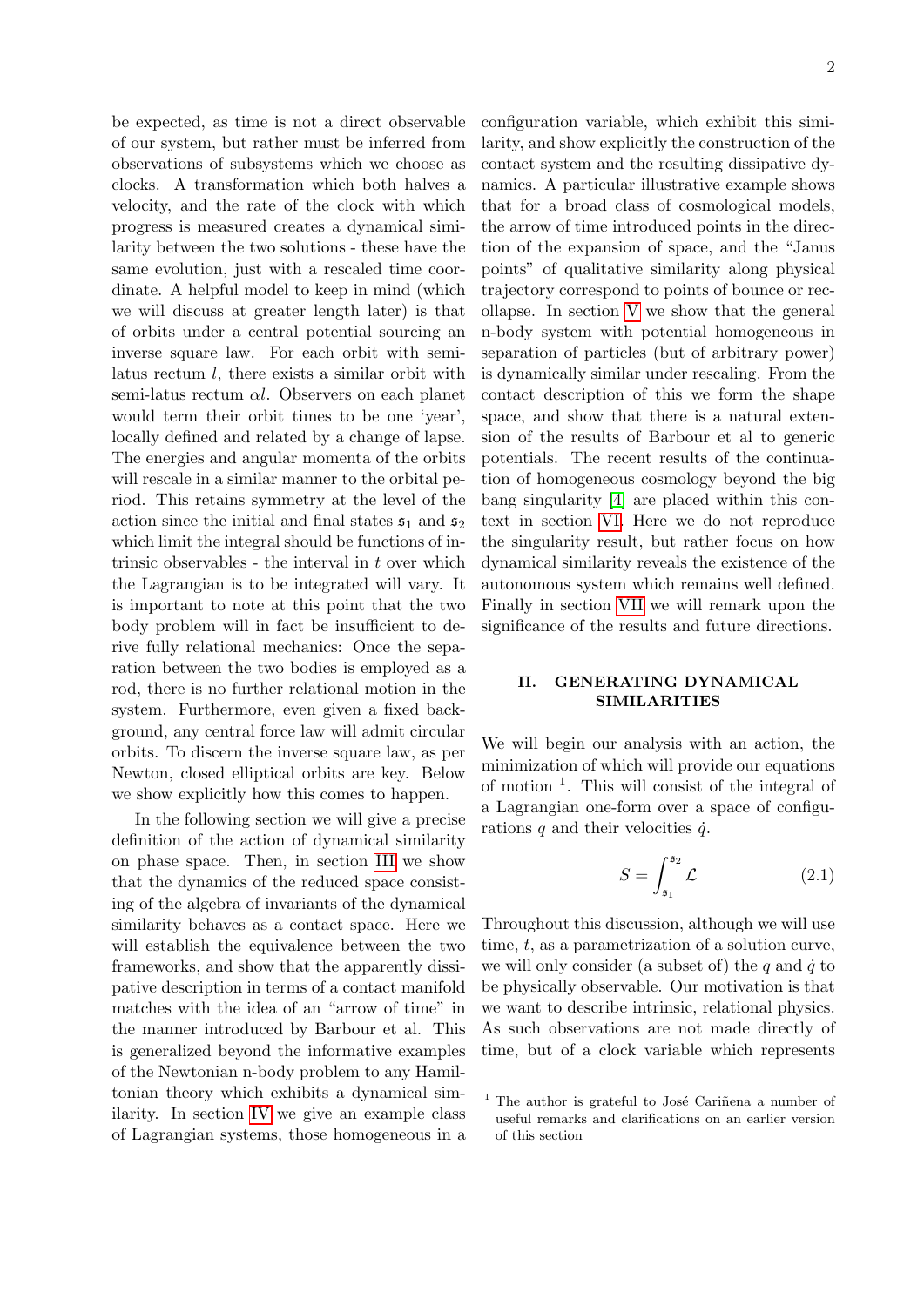be expected, as time is not a direct observable of our system, but rather must be inferred from observations of subsystems which we choose as clocks. A transformation which both halves a velocity, and the rate of the clock with which progress is measured creates a dynamical similarity between the two solutions - these have the same evolution, just with a rescaled time coordinate. A helpful model to keep in mind (which we will discuss at greater length later) is that of orbits under a central potential sourcing an inverse square law. For each orbit with semi-latus rectum $l$, there exists a similar orbit with semi-latus rectum $\alpha l$. Observers on each planet would term their orbit times to be one 'year', locally defined and related by a change of lapse. The energies and angular momenta of the orbits will rescale in a similar manner to the orbital period. This retains symmetry at the level of the action since the initial and final states $\mathfrak{s}_1$ and $\mathfrak{s}_2$ which limit the integral should be functions of intrinsic observables - the interval in $t$ over which the Lagrangian is to be integrated will vary. It is important to note at this point that the two body problem will in fact be insufficient to derive fully relational mechanics: Once the separation between the two bodies is employed as a rod, there is no further relational motion in the system. Furthermore, even given a fixed background, any central force law will admit circular orbits. To discern the inverse square law, as per Newton, closed elliptical orbits are key. Below we show explicitly how this comes to happen.

In the following section we will give a precise definition of the action of dynamical similarity on phase space. Then, in section III we show that the dynamics of the reduced space consisting of the algebra of invariants of the dynamical similarity behaves as a contact space. Here we will establish the equivalence between the two frameworks, and show that the apparently dissipative description in terms of a contact manifold matches with the idea of an "arrow of time" in the manner introduced by Barbour et al. This is generalized beyond the informative examples of the Newtonian n-body problem to any Hamiltonian theory which exhibits a dynamical similarity. In section IV we give an example class of Lagrangian systems, those homogeneous in a configuration variable, which exhibit this similarity, and show explicitly the construction of the contact system and the resulting dissipative dynamics. A particular illustrative example shows that for a broad class of cosmological models, the arrow of time introduced points in the direction of the expansion of space, and the "Janus points" of qualitative similarity along physical trajectory correspond to points of bounce or recollapse. In section V we show that the general n-body system with potential homogeneous in separation of particles (but of arbitrary power) is dynamically similar under rescaling. From the contact description of this we form the shape space, and show that there is a natural extension of the results of Barbour et al to generic potentials. The recent results of the continuation of homogeneous cosmology beyond the big bang singularity [4] are placed within this context in section VI. Here we do not reproduce the singularity result, but rather focus on how dynamical similarity reveals the existence of the autonomous system which remains well defined. Finally in section VII we will remark upon the significance of the results and future directions.

## II. GENERATING DYNAMICAL SIMILARITIES

We will begin our analysis with an action, the minimization of which will provide our equations of motion [1]. This will consist of the integral of a Lagrangian one-form over a space of configurations $q$ and their velocities $\dot{q}$.

$$S = \int_{\mathfrak{s}_1}^{\mathfrak{s}_2} \mathcal{L} \tag{2.1}$$

Throughout this discussion, although we will use time, $t$, as a parametrization of a solution curve, we will only consider (a subset of) the $q$ and $\dot{q}$ to be physically observable. Our motivation is that we want to describe intrinsic, relational physics. As such observations are not made directly of time, but of a clock variable which represents

[1] The author is grateful to José Cariñena a number of useful remarks and clarifications on an earlier version of this section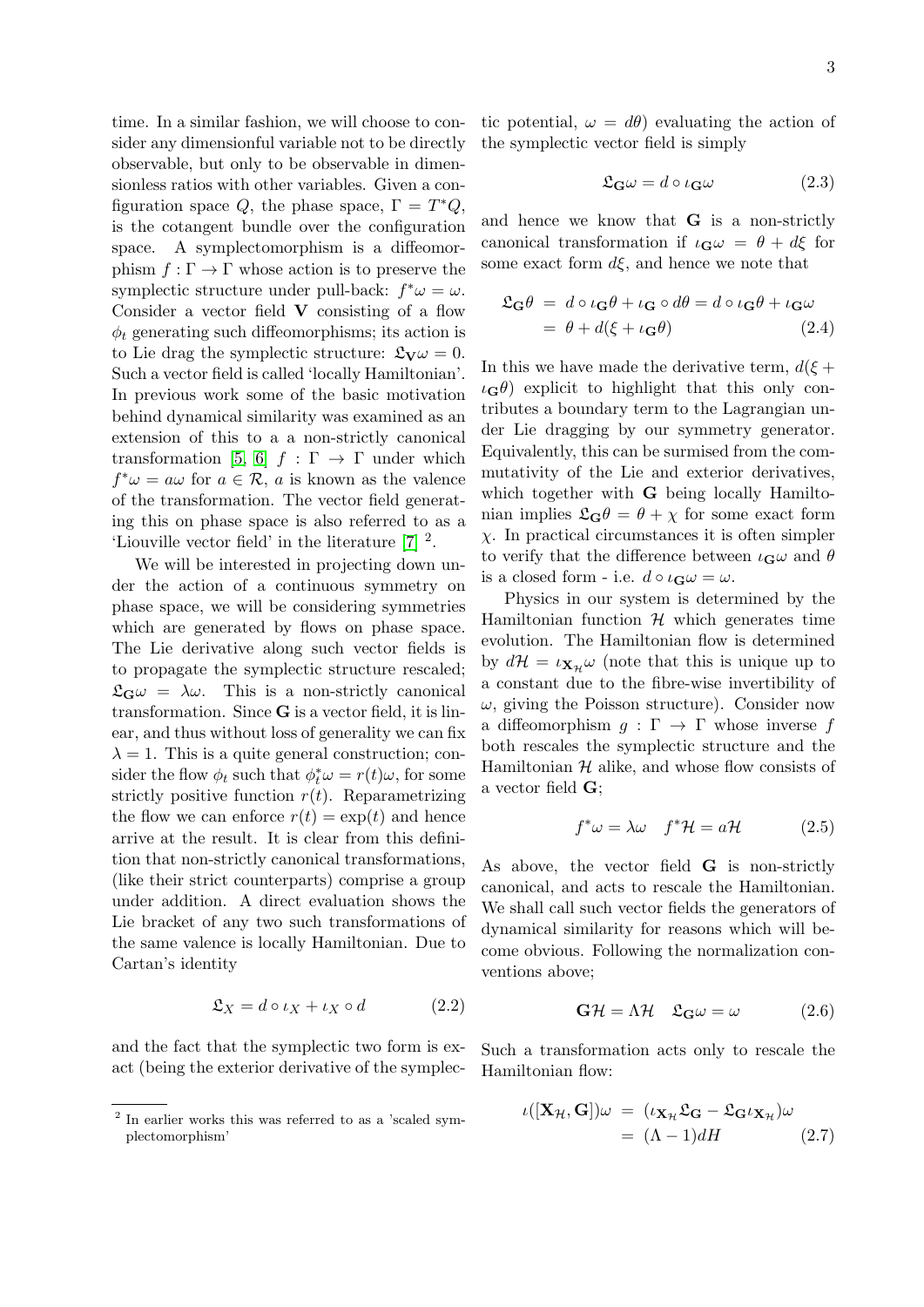time. In a similar fashion, we will choose to consider any dimensionful variable not to be directly observable, but only to be observable in dimensionless ratios with other variables. Given a configuration space $Q$, the phase space, $\Gamma = T^*Q$, is the cotangent bundle over the configuration space. A symplectomorphism is a diffeomorphism $f : \Gamma \to \Gamma$ whose action is to preserve the symplectic structure under pull-back: $f^*\omega = \omega$. Consider a vector field $\mathbf{V}$ consisting of a flow $\phi_t$ generating such diffeomorphisms; its action is to Lie drag the symplectic structure: $\mathfrak{L}_{\mathbf{V}}\omega = 0$. Such a vector field is called 'locally Hamiltonian'. In previous work some of the basic motivation behind dynamical similarity was examined as an extension of this to a a non-strictly canonical transformation [5, 6] $f : \Gamma \to \Gamma$ under which $f^*\omega = a\omega$ for $a \in \mathcal{R}$, $a$ is known as the valence of the transformation. The vector field generating this on phase space is also referred to as a 'Liouville vector field' in the literature [7] [2].

We will be interested in projecting down under the action of a continuous symmetry on phase space, we will be considering symmetries which are generated by flows on phase space. The Lie derivative along such vector fields is to propagate the symplectic structure rescaled; $\mathfrak{L}_{\mathbf{G}}\omega = \lambda\omega$. This is a non-strictly canonical transformation. Since $\mathbf{G}$ is a vector field, it is linear, and thus without loss of generality we can fix $\lambda = 1$. This is a quite general construction; consider the flow $\phi_t$ such that $\phi_t^*\omega = r(t)\omega$, for some strictly positive function $r(t)$. Reparametrizing the flow we can enforce $r(t) = \exp(t)$ and hence arrive at the result. It is clear from this definition that non-strictly canonical transformations, (like their strict counterparts) comprise a group under addition. A direct evaluation shows the Lie bracket of any two such transformations of the same valence is locally Hamiltonian. Due to Cartan's identity

$$\mathfrak{L}_X = d \circ \iota_X + \iota_X \circ d \tag{2.2}$$

and the fact that the symplectic two form is exact (being the exterior derivative of the symplectic potential, $\omega = d\theta$) evaluating the action of the symplectic vector field is simply

$$\mathfrak{L}_{\mathbf{G}}\omega = d \circ \iota_{\mathbf{G}}\omega \tag{2.3}$$

and hence we know that $\mathbf{G}$ is a non-strictly canonical transformation if $\iota_{\mathbf{G}}\omega = \theta + d\xi$ for some exact form $d\xi$, and hence we note that

$$\begin{aligned}\mathfrak{L}_{\mathbf{G}}\theta &= d \circ \iota_{\mathbf{G}}\theta + \iota_{\mathbf{G}} \circ d\theta = d \circ \iota_{\mathbf{G}}\theta + \iota_{\mathbf{G}}\omega \\ &= \theta + d(\xi + \iota_{\mathbf{G}}\theta)\end{aligned} \tag{2.4}$$

In this we have made the derivative term, $d(\xi + \iota_{\mathbf{G}}\theta)$ explicit to highlight that this only contributes a boundary term to the Lagrangian under Lie dragging by our symmetry generator. Equivalently, this can be surmised from the commutativity of the Lie and exterior derivatives, which together with $\mathbf{G}$ being locally Hamiltonian implies $\mathfrak{L}_{\mathbf{G}}\theta = \theta + \chi$ for some exact form $\chi$. In practical circumstances it is often simpler to verify that the difference between $\iota_{\mathbf{G}}\omega$ and $\theta$ is a closed form - i.e. $d \circ \iota_{\mathbf{G}}\omega = \omega$.

Physics in our system is determined by the Hamiltonian function $\mathcal{H}$ which generates time evolution. The Hamiltonian flow is determined by $d\mathcal{H} = \iota_{\mathbf{X}_{\mathcal{H}}}\omega$ (note that this is unique up to a constant due to the fibre-wise invertibility of $\omega$, giving the Poisson structure). Consider now a diffeomorphism $g : \Gamma \to \Gamma$ whose inverse $f$ both rescales the symplectic structure and the Hamiltonian $\mathcal{H}$ alike, and whose flow consists of a vector field $\mathbf{G}$;

$$f^*\omega = \lambda\omega \quad f^*\mathcal{H} = a\mathcal{H} \tag{2.5}$$

As above, the vector field $\mathbf{G}$ is non-strictly canonical, and acts to rescale the Hamiltonian. We shall call such vector fields the generators of dynamical similarity for reasons which will become obvious. Following the normalization conventions above;

$$\mathbf{G}\mathcal{H} = \Lambda\mathcal{H} \quad \mathfrak{L}_{\mathbf{G}}\omega = \omega \tag{2.6}$$

Such a transformation acts only to rescale the Hamiltonian flow:

$$\begin{aligned}\iota([\mathbf{X}_{\mathcal{H}}, \mathbf{G}])\omega &= (\iota_{\mathbf{X}_{\mathcal{H}}}\mathfrak{L}_{\mathbf{G}} - \mathfrak{L}_{\mathbf{G}}\iota_{\mathbf{X}_{\mathcal{H}}})\omega \\ &= (\Lambda - 1)dH\end{aligned} \tag{2.7}$$

[2] In earlier works this was referred to as a 'scaled symplectomorphism'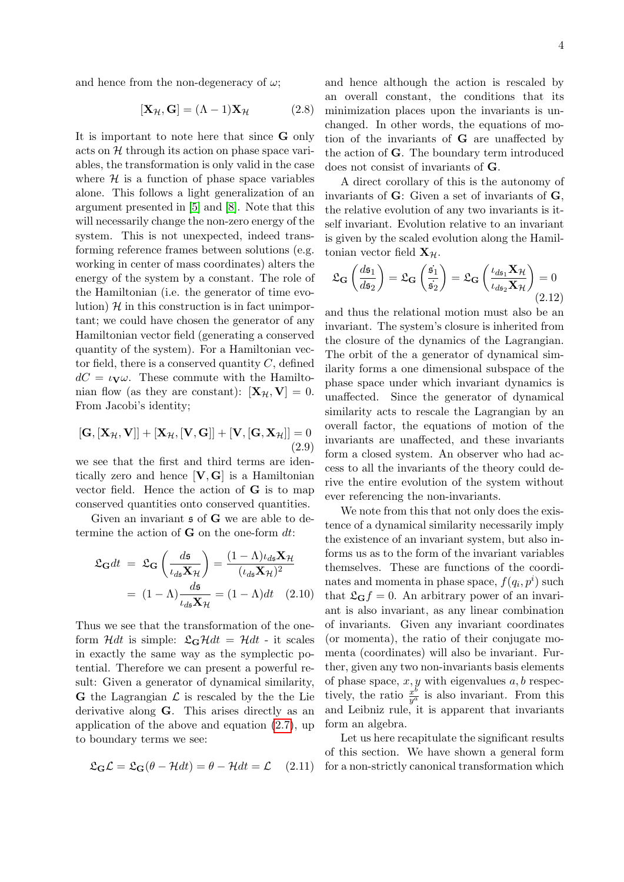and hence from the non-degeneracy of $\omega$;

$$[\mathbf{X}_{\mathcal{H}}, \mathbf{G}] = (\Lambda - 1)\mathbf{X}_{\mathcal{H}} \tag{2.8}$$

It is important to note here that since $\mathbf{G}$ only acts on $\mathcal{H}$ through its action on phase space variables, the transformation is only valid in the case where $\mathcal{H}$ is a function of phase space variables alone. This follows a light generalization of an argument presented in [5] and [8]. Note that this will necessarily change the non-zero energy of the system. This is not unexpected, indeed transforming reference frames between solutions (e.g. working in center of mass coordinates) alters the energy of the system by a constant. The role of the Hamiltonian (i.e. the generator of time evolution) $\mathcal{H}$ in this construction is in fact unimportant; we could have chosen the generator of any Hamiltonian vector field (generating a conserved quantity of the system). For a Hamiltonian vector field, there is a conserved quantity $C$, defined $dC = \iota_{\mathbf{V}}\omega$. These commute with the Hamiltonian flow (as they are constant): $[\mathbf{X}_{\mathcal{H}}, \mathbf{V}] = 0$. From Jacobi's identity;

$$[\mathbf{G}, [\mathbf{X}_{\mathcal{H}}, \mathbf{V}]] + [\mathbf{X}_{\mathcal{H}}, [\mathbf{V}, \mathbf{G}]] + [\mathbf{V}, [\mathbf{G}, \mathbf{X}_{\mathcal{H}}]] = 0 \tag{2.9}$$

we see that the first and third terms are identically zero and hence $[\mathbf{V}, \mathbf{G}]$ is a Hamiltonian vector field. Hence the action of $\mathbf{G}$ is to map conserved quantities onto conserved quantities.

Given an invariant $\mathfrak{s}$ of $\mathbf{G}$ we are able to determine the action of $\mathbf{G}$ on the one-form $dt$:

$$\begin{aligned}
\mathfrak{L}_{\mathbf{G}} dt &= \mathfrak{L}_{\mathbf{G}}\left(\frac{d\mathfrak{s}}{\iota_{d\mathfrak{s}}\mathbf{X}_{\mathcal{H}}}\right) = \frac{(1-\Lambda)\iota_{d\mathfrak{s}}\mathbf{X}_{\mathcal{H}}}{(\iota_{d\mathfrak{s}}\mathbf{X}_{\mathcal{H}})^2} \\
&= (1-\Lambda)\frac{d\mathfrak{s}}{\iota_{d\mathfrak{s}}\mathbf{X}_{\mathcal{H}}} = (1-\Lambda)dt \qquad (2.10)
\end{aligned}$$

Thus we see that the transformation of the one-form $\mathcal{H}dt$ is simple: $\mathfrak{L}_{\mathbf{G}}\mathcal{H}dt = \mathcal{H}dt$ - it scales in exactly the same way as the symplectic potential. Therefore we can present a powerful result: Given a generator of dynamical similarity, $\mathbf{G}$ the Lagrangian $\mathcal{L}$ is rescaled by the the Lie derivative along $\mathbf{G}$. This arises directly as an application of the above and equation (2.7), up to boundary terms we see:

$$\mathfrak{L}_{\mathbf{G}}\mathcal{L} = \mathfrak{L}_{\mathbf{G}}(\theta - \mathcal{H}dt) = \theta - \mathcal{H}dt = \mathcal{L} \tag{2.11}$$

and hence although the action is rescaled by an overall constant, the conditions that its minimization places upon the invariants is unchanged. In other words, the equations of motion of the invariants of $\mathbf{G}$ are unaffected by the action of $\mathbf{G}$. The boundary term introduced does not consist of invariants of $\mathbf{G}$.

A direct corollary of this is the autonomy of invariants of $\mathbf{G}$: Given a set of invariants of $\mathbf{G}$, the relative evolution of any two invariants is itself invariant. Evolution relative to an invariant is given by the scaled evolution along the Hamiltonian vector field $\mathbf{X}_{\mathcal{H}}$.

$$\mathfrak{L}_{\mathbf{G}}\left(\frac{d\mathfrak{s}_1}{d\mathfrak{s}_2}\right) = \mathfrak{L}_{\mathbf{G}}\left(\frac{\dot{\mathfrak{s}_1}}{\dot{\mathfrak{s}_2}}\right) = \mathfrak{L}_{\mathbf{G}}\left(\frac{\iota_{d\mathfrak{s}_1}\mathbf{X}_{\mathcal{H}}}{\iota_{d\mathfrak{s}_2}\mathbf{X}_{\mathcal{H}}}\right) = 0 \tag{2.12}$$

and thus the relational motion must also be an invariant. The system's closure is inherited from the closure of the dynamics of the Lagrangian. The orbit of the a generator of dynamical similarity forms a one dimensional subspace of the phase space under which invariant dynamics is unaffected. Since the generator of dynamical similarity acts to rescale the Lagrangian by an overall factor, the equations of motion of the invariants are unaffected, and these invariants form a closed system. An observer who had access to all the invariants of the theory could derive the entire evolution of the system without ever referencing the non-invariants.

We note from this that not only does the existence of a dynamical similarity necessarily imply the existence of an invariant system, but also informs us as to the form of the invariant variables themselves. These are functions of the coordinates and momenta in phase space, $f(q_i, p^i)$ such that $\mathfrak{L}_{\mathbf{G}}f = 0$. An arbitrary power of an invariant is also invariant, as any linear combination of invariants. Given any invariant coordinates (or momenta), the ratio of their conjugate momenta (coordinates) will also be invariant. Further, given any two non-invariants basis elements of phase space, $x, y$ with eigenvalues $a, b$ respectively, the ratio $\frac{x^b}{y^a}$ is also invariant. From this and Leibniz rule, it is apparent that invariants form an algebra.

Let us here recapitulate the significant results of this section. We have shown a general form for a non-strictly canonical transformation which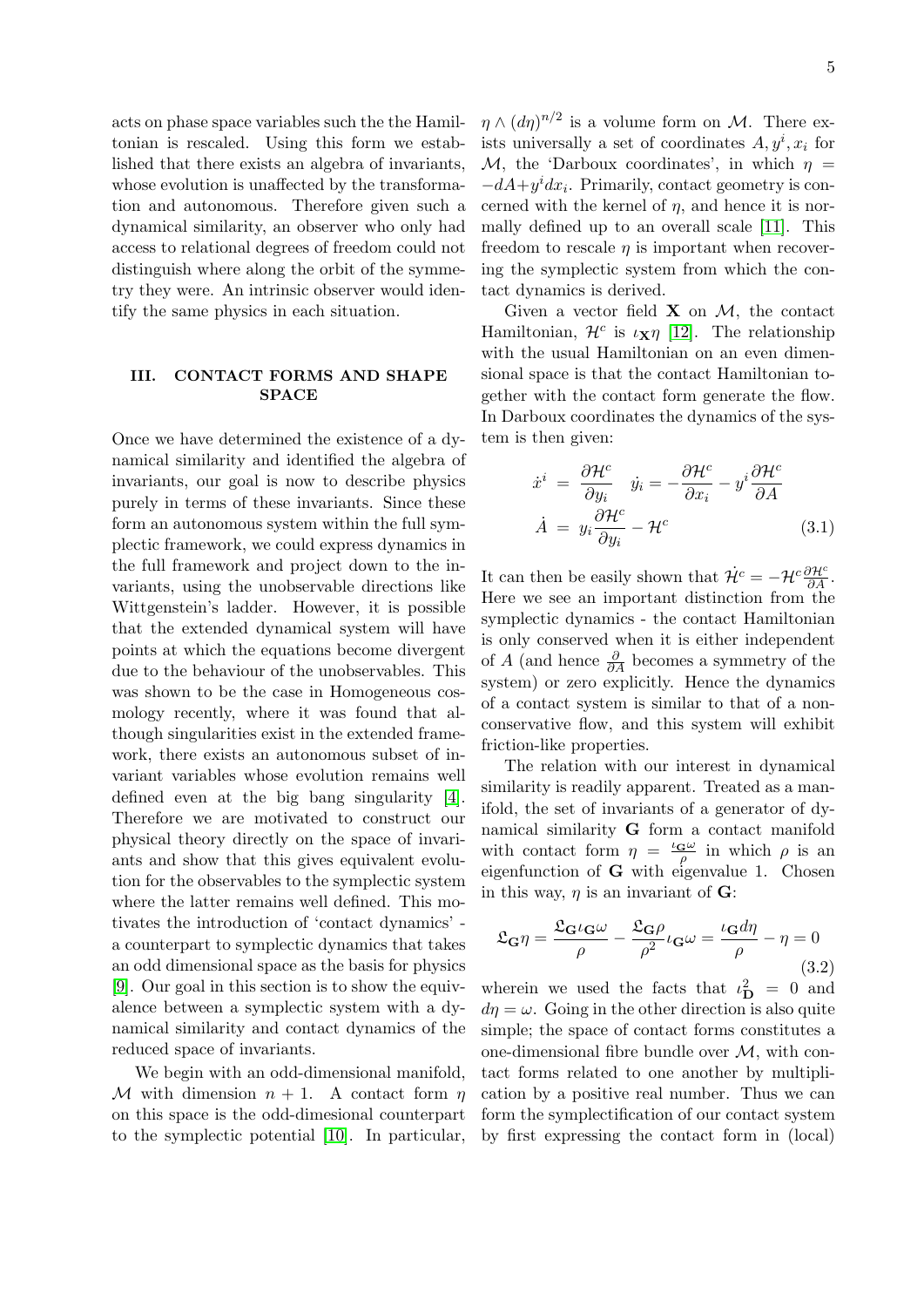acts on phase space variables such the the Hamiltonian is rescaled. Using this form we established that there exists an algebra of invariants, whose evolution is unaffected by the transformation and autonomous. Therefore given such a dynamical similarity, an observer who only had access to relational degrees of freedom could not distinguish where along the orbit of the symmetry they were. An intrinsic observer would identify the same physics in each situation.

## III. CONTACT FORMS AND SHAPE SPACE

Once we have determined the existence of a dynamical similarity and identified the algebra of invariants, our goal is now to describe physics purely in terms of these invariants. Since these form an autonomous system within the full symplectic framework, we could express dynamics in the full framework and project down to the invariants, using the unobservable directions like Wittgenstein's ladder. However, it is possible that the extended dynamical system will have points at which the equations become divergent due to the behaviour of the unobservables. This was shown to be the case in Homogeneous cosmology recently, where it was found that although singularities exist in the extended framework, there exists an autonomous subset of invariant variables whose evolution remains well defined even at the big bang singularity [4]. Therefore we are motivated to construct our physical theory directly on the space of invariants and show that this gives equivalent evolution for the observables to the symplectic system where the latter remains well defined. This motivates the introduction of 'contact dynamics' - a counterpart to symplectic dynamics that takes an odd dimensional space as the basis for physics [9]. Our goal in this section is to show the equivalence between a symplectic system with a dynamical similarity and contact dynamics of the reduced space of invariants.

We begin with an odd-dimensional manifold, $\mathcal{M}$ with dimension $n+1$. A contact form $\eta$ on this space is the odd-dimesional counterpart to the symplectic potential [10]. In particular, $\eta \wedge (d\eta)^{n/2}$ is a volume form on $\mathcal{M}$. There exists universally a set of coordinates $A, y^i, x_i$ for $\mathcal{M}$, the 'Darboux coordinates', in which $\eta = -dA + y^i dx_i$. Primarily, contact geometry is concerned with the kernel of $\eta$, and hence it is normally defined up to an overall scale [11]. This freedom to rescale $\eta$ is important when recovering the symplectic system from which the contact dynamics is derived.

Given a vector field $\mathbf{X}$ on $\mathcal{M}$, the contact Hamiltonian, $\mathcal{H}^c$ is $\iota_{\mathbf{X}}\eta$ [12]. The relationship with the usual Hamiltonian on an even dimensional space is that the contact Hamiltonian together with the contact form generate the flow. In Darboux coordinates the dynamics of the system is then given:

$$
\begin{aligned}
\dot{x}^i &= \frac{\partial \mathcal{H}^c}{\partial y_i} \quad \dot{y}_i = -\frac{\partial \mathcal{H}^c}{\partial x_i} - y^i \frac{\partial \mathcal{H}^c}{\partial A} \\
\dot{A} &= y_i \frac{\partial \mathcal{H}^c}{\partial y_i} - \mathcal{H}^c
\end{aligned}
\tag{3.1}
$$

It can then be easily shown that $\dot{\mathcal{H}}^c = -\mathcal{H}^c \frac{\partial \mathcal{H}^c}{\partial A}$. Here we see an important distinction from the symplectic dynamics - the contact Hamiltonian is only conserved when it is either independent of $A$ (and hence $\frac{\partial}{\partial A}$ becomes a symmetry of the system) or zero explicitly. Hence the dynamics of a contact system is similar to that of a non-conservative flow, and this system will exhibit friction-like properties.

The relation with our interest in dynamical similarity is readily apparent. Treated as a manifold, the set of invariants of a generator of dynamical similarity $\mathbf{G}$ form a contact manifold with contact form $\eta = \frac{\iota_{\mathbf{G}}\omega}{\rho}$ in which $\rho$ is an eigenfunction of $\mathbf{G}$ with eigenvalue 1. Chosen in this way, $\eta$ is an invariant of $\mathbf{G}$:

$$
\mathfrak{L}_{\mathbf{G}}\eta = \frac{\mathfrak{L}_{\mathbf{G}}\iota_{\mathbf{G}}\omega}{\rho} - \frac{\mathfrak{L}_{\mathbf{G}}\rho}{\rho^2}\iota_{\mathbf{G}}\omega = \frac{\iota_{\mathbf{G}} d\eta}{\rho} - \eta = 0
\tag{3.2}
$$

wherein we used the facts that $\iota_{\mathbf{D}}^2 = 0$ and $d\eta = \omega$. Going in the other direction is also quite simple; the space of contact forms constitutes a one-dimensional fibre bundle over $\mathcal{M}$, with contact forms related to one another by multiplication by a positive real number. Thus we can form the symplectification of our contact system by first expressing the contact form in (local)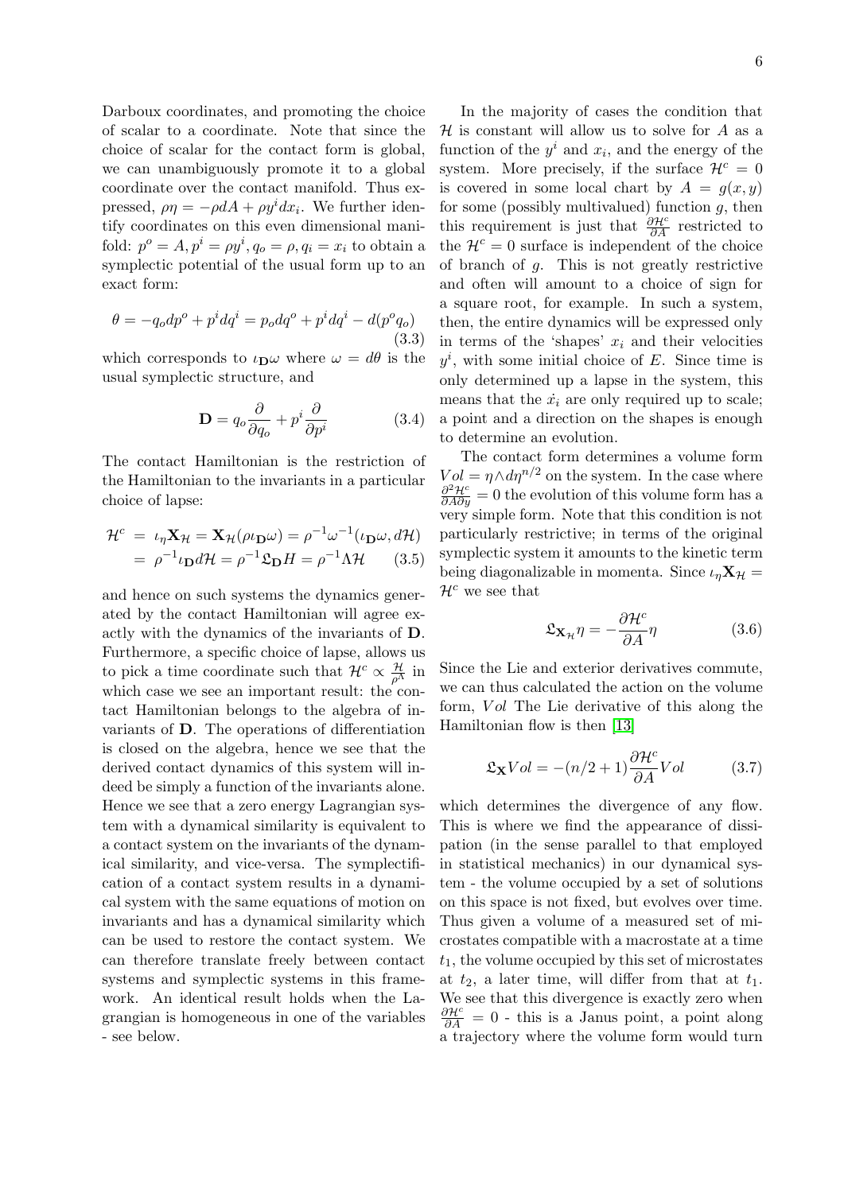Darboux coordinates, and promoting the choice of scalar to a coordinate. Note that since the choice of scalar for the contact form is global, we can unambiguously promote it to a global coordinate over the contact manifold. Thus expressed, $\rho\eta = -\rho dA + \rho y^i dx_i$. We further identify coordinates on this even dimensional manifold: $p^o = A, p^i = \rho y^i, q_o = \rho, q_i = x_i$ to obtain a symplectic potential of the usual form up to an exact form:

$$\theta = -q_o dp^o + p^i dq^i = p_o dq^o + p^i dq^i - d(p^o q_o) \tag{3.3}$$

which corresponds to $\iota_{\mathbf{D}}\omega$ where $\omega = d\theta$ is the usual symplectic structure, and

$$\mathbf{D} = q_o \frac{\partial}{\partial q_o} + p^i \frac{\partial}{\partial p^i} \tag{3.4}$$

The contact Hamiltonian is the restriction of the Hamiltonian to the invariants in a particular choice of lapse:

$$\begin{aligned} \mathcal{H}^c &= \iota_\eta \mathbf{X}_\mathcal{H} = \mathbf{X}_\mathcal{H}(\rho \iota_\mathbf{D} \omega) = \rho^{-1} \omega^{-1}(\iota_\mathbf{D}\omega, d\mathcal{H}) \\ &= \rho^{-1} \iota_\mathbf{D} d\mathcal{H} = \rho^{-1} \mathfrak{L}_\mathbf{D} H = \rho^{-1} \Lambda \mathcal{H} \end{aligned} \tag{3.5}$$

and hence on such systems the dynamics generated by the contact Hamiltonian will agree exactly with the dynamics of the invariants of $\mathbf{D}$. Furthermore, a specific choice of lapse, allows us to pick a time coordinate such that $\mathcal{H}^c \propto \frac{\mathcal{H}}{\rho^\Lambda}$ in which case we see an important result: the contact Hamiltonian belongs to the algebra of invariants of $\mathbf{D}$. The operations of differentiation is closed on the algebra, hence we see that the derived contact dynamics of this system will indeed be simply a function of the invariants alone. Hence we see that a zero energy Lagrangian system with a dynamical similarity is equivalent to a contact system on the invariants of the dynamical similarity, and vice-versa. The symplectification of a contact system results in a dynamical system with the same equations of motion on invariants and has a dynamical similarity which can be used to restore the contact system. We can therefore translate freely between contact systems and symplectic systems in this framework. An identical result holds when the Lagrangian is homogeneous in one of the variables - see below.

In the majority of cases the condition that $\mathcal{H}$ is constant will allow us to solve for $A$ as a function of the $y^i$ and $x_i$, and the energy of the system. More precisely, if the surface $\mathcal{H}^c = 0$ is covered in some local chart by $A = g(x, y)$ for some (possibly multivalued) function $g$, then this requirement is just that $\frac{\partial \mathcal{H}^c}{\partial A}$ restricted to the $\mathcal{H}^c = 0$ surface is independent of the choice of branch of $g$. This is not greatly restrictive and often will amount to a choice of sign for a square root, for example. In such a system, then, the entire dynamics will be expressed only in terms of the 'shapes' $x_i$ and their velocities $y^i$, with some initial choice of $E$. Since time is only determined up a lapse in the system, this means that the $\dot{x}_i$ are only required up to scale; a point and a direction on the shapes is enough to determine an evolution.

The contact form determines a volume form $Vol = \eta \wedge d\eta^{n/2}$ on the system. In the case where $\frac{\partial^2 \mathcal{H}^c}{\partial A \partial y} = 0$ the evolution of this volume form has a very simple form. Note that this condition is not particularly restrictive; in terms of the original symplectic system it amounts to the kinetic term being diagonalizable in momenta. Since $\iota_\eta \mathbf{X}_\mathcal{H} = \mathcal{H}^c$ we see that

$$\mathfrak{L}_{\mathbf{X}_\mathcal{H}} \eta = -\frac{\partial \mathcal{H}^c}{\partial A} \eta \tag{3.6}$$

Since the Lie and exterior derivatives commute, we can thus calculated the action on the volume form, $Vol$ The Lie derivative of this along the Hamiltonian flow is then [13]

$$\mathfrak{L}_\mathbf{X} Vol = -(n/2 + 1) \frac{\partial \mathcal{H}^c}{\partial A} Vol \tag{3.7}$$

which determines the divergence of any flow. This is where we find the appearance of dissipation (in the sense parallel to that employed in statistical mechanics) in our dynamical system - the volume occupied by a set of solutions on this space is not fixed, but evolves over time. Thus given a volume of a measured set of microstates compatible with a macrostate at a time $t_1$, the volume occupied by this set of microstates at $t_2$, a later time, will differ from that at $t_1$. We see that this divergence is exactly zero when $\frac{\partial \mathcal{H}^c}{\partial A} = 0$ - this is a Janus point, a point along a trajectory where the volume form would turn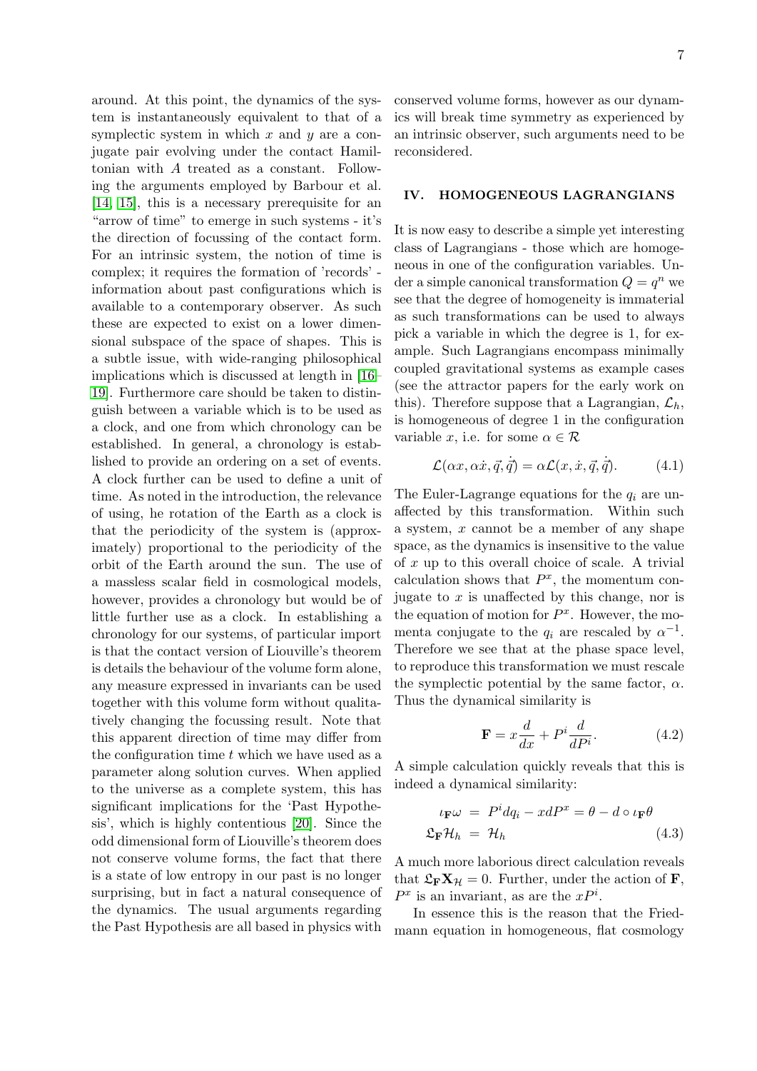around. At this point, the dynamics of the system is instantaneously equivalent to that of a symplectic system in which $x$ and $y$ are a conjugate pair evolving under the contact Hamiltonian with $A$ treated as a constant. Following the arguments employed by Barbour et al. [14, 15], this is a necessary prerequisite for an "arrow of time" to emerge in such systems - it's the direction of focussing of the contact form. For an intrinsic system, the notion of time is complex; it requires the formation of 'records' - information about past configurations which is available to a contemporary observer. As such these are expected to exist on a lower dimensional subspace of the space of shapes. This is a subtle issue, with wide-ranging philosophical implications which is discussed at length in [16–19]. Furthermore care should be taken to distinguish between a variable which is to be used as a clock, and one from which chronology can be established. In general, a chronology is established to provide an ordering on a set of events. A clock further can be used to define a unit of time. As noted in the introduction, the relevance of using, he rotation of the Earth as a clock is that the periodicity of the system is (approximately) proportional to the periodicity of the orbit of the Earth around the sun. The use of a massless scalar field in cosmological models, however, provides a chronology but would be of little further use as a clock. In establishing a chronology for our systems, of particular import is that the contact version of Liouville's theorem is details the behaviour of the volume form alone, any measure expressed in invariants can be used together with this volume form without qualitatively changing the focussing result. Note that this apparent direction of time may differ from the configuration time $t$ which we have used as a parameter along solution curves. When applied to the universe as a complete system, this has significant implications for the 'Past Hypothesis', which is highly contentious [20]. Since the odd dimensional form of Liouville's theorem does not conserve volume forms, the fact that there is a state of low entropy in our past is no longer surprising, but in fact a natural consequence of the dynamics. The usual arguments regarding the Past Hypothesis are all based in physics with conserved volume forms, however as our dynamics will break time symmetry as experienced by an intrinsic observer, such arguments need to be reconsidered.

## IV. HOMOGENEOUS LAGRANGIANS

It is now easy to describe a simple yet interesting class of Lagrangians - those which are homogeneous in one of the configuration variables. Under a simple canonical transformation $Q = q^n$ we see that the degree of homogeneity is immaterial as such transformations can be used to always pick a variable in which the degree is 1, for example. Such Lagrangians encompass minimally coupled gravitational systems as example cases (see the attractor papers for the early work on this). Therefore suppose that a Lagrangian, $\mathcal{L}_h$, is homogeneous of degree 1 in the configuration variable $x$, i.e. for some $\alpha \in \mathcal{R}$

$$\mathcal{L}(\alpha x, \alpha \dot{x}, \vec{q}, \dot{\vec{q}}) = \alpha \mathcal{L}(x, \dot{x}, \vec{q}, \dot{\vec{q}}). \tag{4.1}$$

The Euler-Lagrange equations for the $q_i$ are unaffected by this transformation. Within such a system, $x$ cannot be a member of any shape space, as the dynamics is insensitive to the value of $x$ up to this overall choice of scale. A trivial calculation shows that $P^x$, the momentum conjugate to $x$ is unaffected by this change, nor is the equation of motion for $P^x$. However, the momenta conjugate to the $q_i$ are rescaled by $\alpha^{-1}$. Therefore we see that at the phase space level, to reproduce this transformation we must rescale the symplectic potential by the same factor, $\alpha$. Thus the dynamical similarity is

$$\mathbf{F} = x \frac{d}{dx} + P^i \frac{d}{dP^i}. \tag{4.2}$$

A simple calculation quickly reveals that this is indeed a dynamical similarity:

$$\begin{aligned} \iota_{\mathbf{F}} \omega &= P^i dq_i - x dP^x = \theta - d \circ \iota_{\mathbf{F}} \theta \\ \mathfrak{L}_{\mathbf{F}} \mathcal{H}_h &= \mathcal{H}_h \end{aligned} \tag{4.3}$$

A much more laborious direct calculation reveals that $\mathfrak{L}_{\mathbf{F}} \mathbf{X}_{\mathcal{H}} = 0$. Further, under the action of $\mathbf{F}$, $P^x$ is an invariant, as are the $xP^i$.

In essence this is the reason that the Friedmann equation in homogeneous, flat cosmology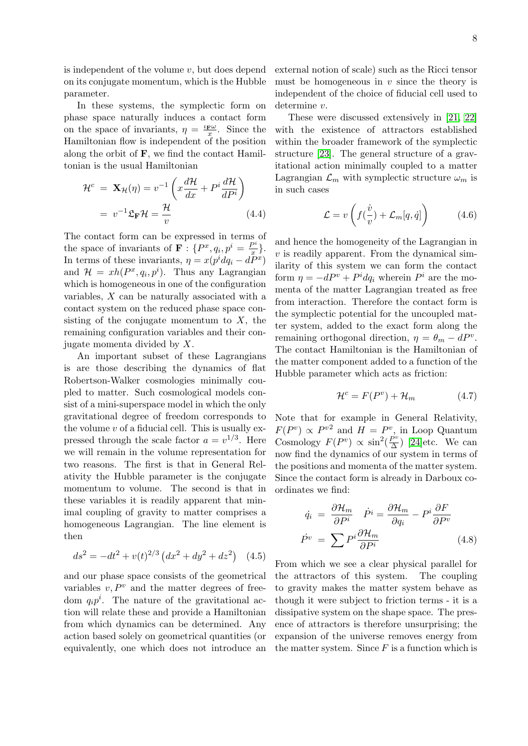is independent of the volume $v$, but does depend on its conjugate momentum, which is the Hubble parameter.

In these systems, the symplectic form on phase space naturally induces a contact form on the space of invariants, $\eta = \frac{\iota_{\mathbf{F}}\omega}{x}$. Since the Hamiltonian flow is independent of the position along the orbit of $\mathbf{F}$, we find the contact Hamiltonian is the usual Hamiltonian

$$
\begin{aligned}
\mathcal{H}^c &= \mathbf{X}_{\mathcal{H}}(\eta) = v^{-1}\left(x\frac{d\mathcal{H}}{dx} + P^i\frac{d\mathcal{H}}{dP^i}\right) \\
&= v^{-1}\mathfrak{L}_{\mathbf{F}}\mathcal{H} = \frac{\mathcal{H}}{v} \qquad (4.4)
\end{aligned}
$$

The contact form can be expressed in terms of the space of invariants of $\mathbf{F}$ : $\{P^x, q_i, p^i = \frac{P^i}{x}\}$. In terms of these invariants, $\eta = x(p^i dq_i - dP^x)$ and $\mathcal{H} = xh(P^x, q_i, p^i)$. Thus any Lagrangian which is homogeneous in one of the configuration variables, $X$ can be naturally associated with a contact system on the reduced phase space consisting of the conjugate momentum to $X$, the remaining configuration variables and their conjugate momenta divided by $X$.

An important subset of these Lagrangians is are those describing the dynamics of flat Robertson-Walker cosmologies minimally coupled to matter. Such cosmological models consist of a mini-superspace model in which the only gravitational degree of freedom corresponds to the volume $v$ of a fiducial cell. This is usually expressed through the scale factor $a = v^{1/3}$. Here we will remain in the volume representation for two reasons. The first is that in General Relativity the Hubble parameter is the conjugate momentum to volume. The second is that in these variables it is readily apparent that minimal coupling of gravity to matter comprises a homogeneous Lagrangian. The line element is then

$$
ds^2 = -dt^2 + v(t)^{2/3}\left(dx^2 + dy^2 + dz^2\right) \quad (4.5)
$$

and our phase space consists of the geometrical variables $v, P^v$ and the matter degrees of freedom $q_i p^i$. The nature of the gravitational action will relate these and provide a Hamiltonian from which dynamics can be determined. Any action based solely on geometrical quantities (or equivalently, one which does not introduce an external notion of scale) such as the Ricci tensor must be homogeneous in $v$ since the theory is independent of the choice of fiducial cell used to determine $v$.

These were discussed extensively in [21, 22] with the existence of attractors established within the broader framework of the symplectic structure [23]. The general structure of a gravitational action minimally coupled to a matter Lagrangian $\mathcal{L}_m$ with symplectic structure $\omega_m$ is in such cases

$$
\mathcal{L} = v\left(f(\frac{\dot{v}}{v}) + \mathcal{L}_m[q, \dot{q}]\right) \qquad (4.6)
$$

and hence the homogeneity of the Lagrangian in $v$ is readily apparent. From the dynamical similarity of this system we can form the contact form $\eta = -dP^v + P^i dq_i$ wherein $P^i$ are the momenta of the matter Lagrangian treated as free from interaction. Therefore the contact form is the symplectic potential for the uncoupled matter system, added to the exact form along the remaining orthogonal direction, $\eta = \theta_m - dP^v$. The contact Hamiltonian is the Hamiltonian of the matter component added to a function of the Hubble parameter which acts as friction:

$$
\mathcal{H}^c = F(P^v) + \mathcal{H}_m \qquad (4.7)
$$

Note that for example in General Relativity, $F(P^v) \propto P^{v2}$ and $H = P^v$, in Loop Quantum Cosmology $F(P^v) \propto \sin^2(\frac{P^v}{\Delta})$ [24]etc. We can now find the dynamics of our system in terms of the positions and momenta of the matter system. Since the contact form is already in Darboux coordinates we find:

$$
\begin{aligned}
\dot{q}_i &= \frac{\partial \mathcal{H}_m}{\partial P^i} \quad \dot{P}^i = \frac{\partial \mathcal{H}_m}{\partial q_i} - P^i\frac{\partial F}{\partial P^v} \\
\dot{P}^v &= \sum P^i\frac{\partial \mathcal{H}_m}{\partial P^i} \qquad (4.8)
\end{aligned}
$$

From which we see a clear physical parallel for the attractors of this system. The coupling to gravity makes the matter system behave as though it were subject to friction terms - it is a dissipative system on the shape space. The presence of attractors is therefore unsurprising; the expansion of the universe removes energy from the matter system. Since $F$ is a function which is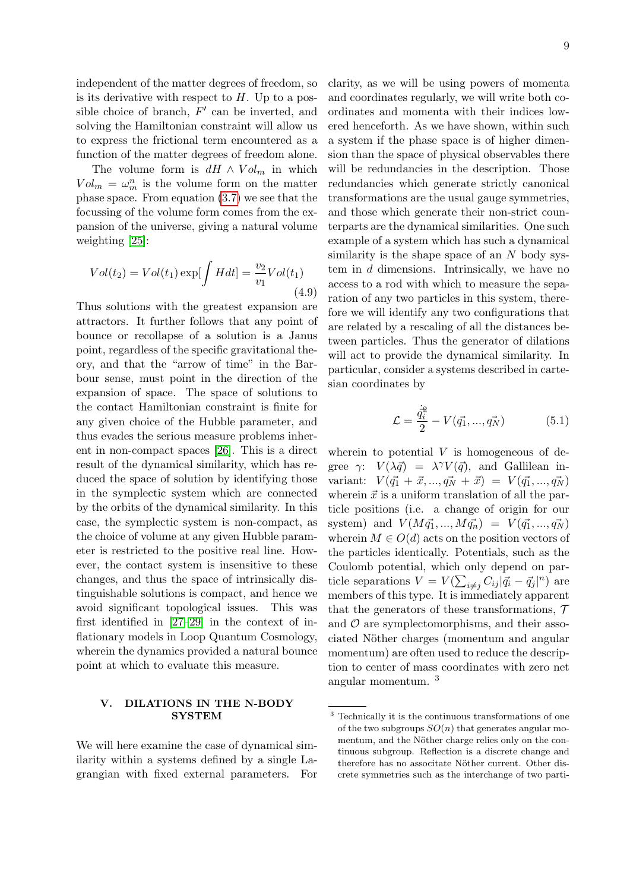independent of the matter degrees of freedom, so is its derivative with respect to $H$. Up to a possible choice of branch, $F'$ can be inverted, and solving the Hamiltonian constraint will allow us to express the frictional term encountered as a function of the matter degrees of freedom alone.

The volume form is $dH \wedge Vol_m$ in which $Vol_m = \omega_m^n$ is the volume form on the matter phase space. From equation (3.7) we see that the focussing of the volume form comes from the expansion of the universe, giving a natural volume weighting [25]:

$$Vol(t_2) = Vol(t_1) \exp[\int H dt] = \frac{v_2}{v_1} Vol(t_1) \tag{4.9}$$

Thus solutions with the greatest expansion are attractors. It further follows that any point of bounce or recollapse of a solution is a Janus point, regardless of the specific gravitational theory, and that the "arrow of time" in the Barbour sense, must point in the direction of the expansion of space. The space of solutions to the contact Hamiltonian constraint is finite for any given choice of the Hubble parameter, and thus evades the serious measure problems inherent in non-compact spaces [26]. This is a direct result of the dynamical similarity, which has reduced the space of solution by identifying those in the symplectic system which are connected by the orbits of the dynamical similarity. In this case, the symplectic system is non-compact, as the choice of volume at any given Hubble parameter is restricted to the positive real line. However, the contact system is insensitive to these changes, and thus the space of intrinsically distinguishable solutions is compact, and hence we avoid significant topological issues. This was first identified in [27–29] in the context of inflationary models in Loop Quantum Cosmology, wherein the dynamics provided a natural bounce point at which to evaluate this measure.

## V. DILATIONS IN THE N-BODY SYSTEM

We will here examine the case of dynamical similarity within a systems defined by a single Lagrangian with fixed external parameters. For clarity, as we will be using powers of momenta and coordinates regularly, we will write both coordinates and momenta with their indices lowered henceforth. As we have shown, within such a system if the phase space is of higher dimension than the space of physical observables there will be redundancies in the description. Those redundancies which generate strictly canonical transformations are the usual gauge symmetries, and those which generate their non-strict counterparts are the dynamical similarities. One such example of a system which has such a dynamical similarity is the shape space of an $N$ body system in $d$ dimensions. Intrinsically, we have no access to a rod with which to measure the separation of any two particles in this system, therefore we will identify any two configurations that are related by a rescaling of all the distances between particles. Thus the generator of dilations will act to provide the dynamical similarity. In particular, consider a systems described in cartesian coordinates by

$$\mathcal{L} = \frac{\dot{\vec{q}_i}^2}{2} - V(\vec{q_1}, ..., \vec{q_N}) \tag{5.1}$$

wherein to potential $V$ is homogeneous of degree $\gamma$: $V(\lambda\vec{q}) = \lambda^\gamma V(\vec{q})$, and Gallilean invariant: $V(\vec{q_1} + \vec{x}, ..., \vec{q_N} + \vec{x}) = V(\vec{q_1}, ..., \vec{q_N})$ wherein $\vec{x}$ is a uniform translation of all the particle positions (i.e. a change of origin for our system) and $V(M\vec{q_1}, ..., M\vec{q_n}) = V(\vec{q_1}, ..., \vec{q_N})$ wherein $M \in O(d)$ acts on the position vectors of the particles identically. Potentials, such as the Coulomb potential, which only depend on particle separations $V = V(\sum_{i \neq j} C_{ij} |\vec{q_i} - \vec{q_j}|^n)$ are members of this type. It is immediately apparent that the generators of these transformations, $\mathcal{T}$ and $\mathcal{O}$ are symplectomorphisms, and their associated Nöther charges (momentum and angular momentum) are often used to reduce the description to center of mass coordinates with zero net angular momentum. [3]

[3] Technically it is the continuous transformations of one of the two subgroups $SO(n)$ that generates angular momentum, and the Nöther charge relies only on the continuous subgroup. Reflection is a discrete change and therefore has no associtate Nöther current. Other discrete symmetries such as the interchange of two parti-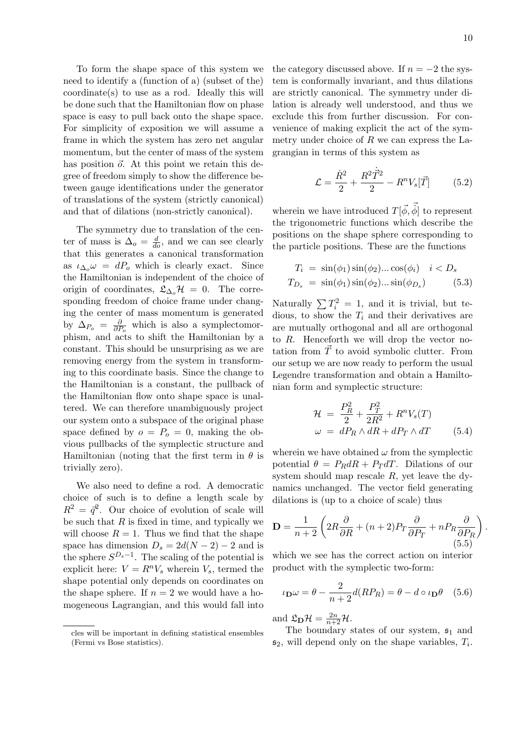To form the shape space of this system we need to identify a (function of a) (subset of the) coordinate(s) to use as a rod. Ideally this will be done such that the Hamiltonian flow on phase space is easy to pull back onto the shape space. For simplicity of exposition we will assume a frame in which the system has zero net angular momentum, but the center of mass of the system has position $\vec{o}$. At this point we retain this degree of freedom simply to show the difference between gauge identifications under the generator of translations of the system (strictly canonical) and that of dilations (non-strictly canonical).

The symmetry due to translation of the center of mass is $\Delta_o = \frac{d}{do}$, and we can see clearly that this generates a canonical transformation as $\iota_{\Delta_o}\omega = dP_o$ which is clearly exact. Since the Hamiltonian is independent of the choice of origin of coordinates, $\mathfrak{L}_{\Delta_o}\mathcal{H} = 0$. The corresponding freedom of choice frame under changing the center of mass momentum is generated by $\Delta_{P_o} = \frac{\partial}{\partial P_o}$ which is also a symplectomorphism, and acts to shift the Hamiltonian by a constant. This should be unsurprising as we are removing energy from the system in transforming to this coordinate basis. Since the change to the Hamiltonian is a constant, the pullback of the Hamiltonian flow onto shape space is unaltered. We can therefore unambiguously project our system onto a subspace of the original phase space defined by $o = P_o = 0$, making the obvious pullbacks of the symplectic structure and Hamiltonian (noting that the first term in $\theta$ is trivially zero).

We also need to define a rod. A democratic choice of such is to define a length scale by $R^2 = \vec{q}^2$. Our choice of evolution of scale will be such that $R$ is fixed in time, and typically we will choose $R = 1$. Thus we find that the shape space has dimension $D_s = 2d(N-2) - 2$ and is the sphere $S^{D_s - 1}$. The scaling of the potential is explicit here: $V = R^n V_s$ wherein $V_s$, termed the shape potential only depends on coordinates on the shape sphere. If $n = 2$ we would have a homogeneous Lagrangian, and this would fall into the category discussed above. If $n = -2$ the system is conformally invariant, and thus dilations are strictly canonical. The symmetry under dilation is already well understood, and thus we exclude this from further discussion. For convenience of making explicit the act of the symmetry under choice of $R$ we can express the Lagrangian in terms of this system as

$$\mathcal{L} = \frac{\dot{R}^2}{2} + \frac{R^2 \dot{\vec{T}}^2}{2} - R^n V_s[\vec{T}] \tag{5.2}$$

wherein we have introduced $T[\vec{\phi}, \dot{\vec{\phi}}]$ to represent the trigonometric functions which describe the positions on the shape sphere corresponding to the particle positions. These are the functions

$$\begin{aligned} T_i &= \sin(\phi_1)\sin(\phi_2)\ldots\cos(\phi_i) \quad i < D_s \\ T_{D_s} &= \sin(\phi_1)\sin(\phi_2)\ldots\sin(\phi_{D_s}) \end{aligned} \tag{5.3}$$

Naturally $\sum T_i^2 = 1$, and it is trivial, but tedious, to show the $T_i$ and their derivatives are are mutually orthogonal and all are orthogonal to $R$. Henceforth we will drop the vector notation from $\vec{T}$ to avoid symbolic clutter. From our setup we are now ready to perform the usual Legendre transformation and obtain a Hamiltonian form and symplectic structure:

$$\begin{aligned} \mathcal{H} &= \frac{P_R^2}{2} + \frac{P_T^2}{2R^2} + R^n V_s(T) \\ \omega &= dP_R \wedge dR + dP_T \wedge dT \end{aligned} \tag{5.4}$$

wherein we have obtained $\omega$ from the symplectic potential $\theta = P_R dR + P_T dT$. Dilations of our system should map rescale $R$, yet leave the dynamics unchanged. The vector field generating dilations is (up to a choice of scale) thus

$$\mathbf{D} = \frac{1}{n+2}\left(2R\frac{\partial}{\partial R} + (n+2)P_T\frac{\partial}{\partial P_T} + nP_R\frac{\partial}{\partial P_R}\right). \tag{5.5}$$

which we see has the correct action on interior product with the symplectic two-form:

$$\iota_{\mathbf{D}}\omega = \theta - \frac{2}{n+2}d(RP_R) = \theta - d \circ \iota_{\mathbf{D}}\theta \tag{5.6}$$

and $\mathfrak{L}_{\mathbf{D}}\mathcal{H} = \frac{2n}{n+2}\mathcal{H}$.

The boundary states of our system, $\mathfrak{s}_1$ and $\mathfrak{s}_2$, will depend only on the shape variables, $T_i$.

cles will be important in defining statistical ensembles (Fermi vs Bose statistics).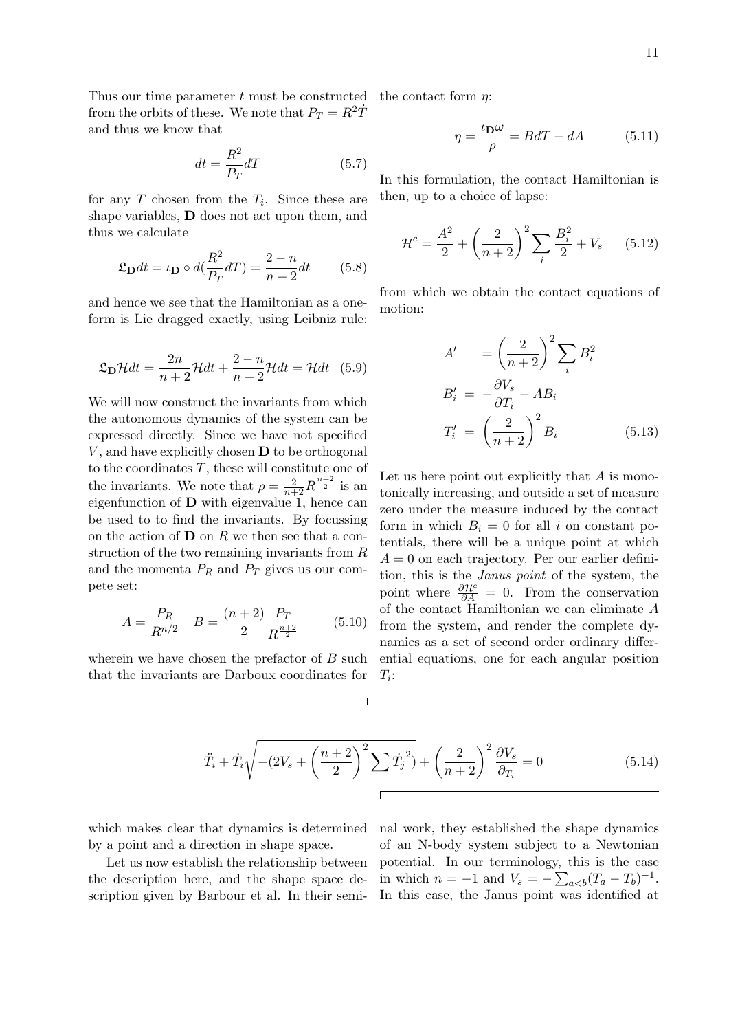Thus our time parameter $t$ must be constructed from the orbits of these. We note that $P_T = R^2\dot{T}$ and thus we know that

$$dt = \frac{R^2}{P_T}dT \tag{5.7}$$

for any $T$ chosen from the $T_i$. Since these are shape variables, $\mathbf{D}$ does not act upon them, and thus we calculate

$$\mathfrak{L}_{\mathbf{D}}dt = \iota_{\mathbf{D}} \circ d(\frac{R^2}{P_T}dT) = \frac{2-n}{n+2}dt \tag{5.8}$$

and hence we see that the Hamiltonian as a one-form is Lie dragged exactly, using Leibniz rule:

$$\mathfrak{L}_{\mathbf{D}}\mathcal{H}dt = \frac{2n}{n+2}\mathcal{H}dt + \frac{2-n}{n+2}\mathcal{H}dt = \mathcal{H}dt \tag{5.9}$$

We will now construct the invariants from which the autonomous dynamics of the system can be expressed directly. Since we have not specified $V$, and have explicitly chosen $\mathbf{D}$ to be orthogonal to the coordinates $T$, these will constitute one of the invariants. We note that $\rho = \frac{2}{n+2}R^{\frac{n+2}{2}}$ is an eigenfunction of $\mathbf{D}$ with eigenvalue 1, hence can be used to to find the invariants. By focussing on the action of $\mathbf{D}$ on $R$ we then see that a construction of the two remaining invariants from $R$ and the momenta $P_R$ and $P_T$ gives us our compete set:

$$A = \frac{P_R}{R^{n/2}} \quad B = \frac{(n+2)}{2}\frac{P_T}{R^{\frac{n+2}{2}}} \tag{5.10}$$

wherein we have chosen the prefactor of $B$ such that the invariants are Darboux coordinates for the contact form $\eta$:

$$\eta = \frac{\iota_{\mathbf{D}}\omega}{\rho} = BdT - dA \tag{5.11}$$

In this formulation, the contact Hamiltonian is then, up to a choice of lapse:

$$\mathcal{H}^c = \frac{A^2}{2} + \left(\frac{2}{n+2}\right)^2 \sum_i \frac{B_i^2}{2} + V_s \tag{5.12}$$

from which we obtain the contact equations of motion:

$$\begin{aligned} A' &= \left(\frac{2}{n+2}\right)^2 \sum_i B_i^2 \\ B_i' &= -\frac{\partial V_s}{\partial T_i} - AB_i \\ T_i' &= \left(\frac{2}{n+2}\right)^2 B_i \end{aligned} \tag{5.13}$$

Let us here point out explicitly that $A$ is monotonically increasing, and outside a set of measure zero under the measure induced by the contact form in which $B_i = 0$ for all $i$ on constant potentials, there will be a unique point at which $A = 0$ on each trajectory. Per our earlier definition, this is the *Janus point* of the system, the point where $\frac{\partial \mathcal{H}^c}{\partial A} = 0$. From the conservation of the contact Hamiltonian we can eliminate $A$ from the system, and render the complete dynamics as a set of second order ordinary differential equations, one for each angular position $T_i$:

$$\ddot{T}_i + \dot{T}_i\sqrt{-(2V_s + \left(\frac{n+2}{2}\right)^2 \sum \dot{T}_j^{\,2})} + \left(\frac{2}{n+2}\right)^2 \frac{\partial V_s}{\partial_{T_i}} = 0 \tag{5.14}$$

which makes clear that dynamics is determined by a point and a direction in shape space.

Let us now establish the relationship between the description here, and the shape space description given by Barbour et al. In their seminal work, they established the shape dynamics of an N-body system subject to a Newtonian potential. In our terminology, this is the case in which $n = -1$ and $V_s = -\sum_{a<b}(T_a - T_b)^{-1}$. In this case, the Janus point was identified at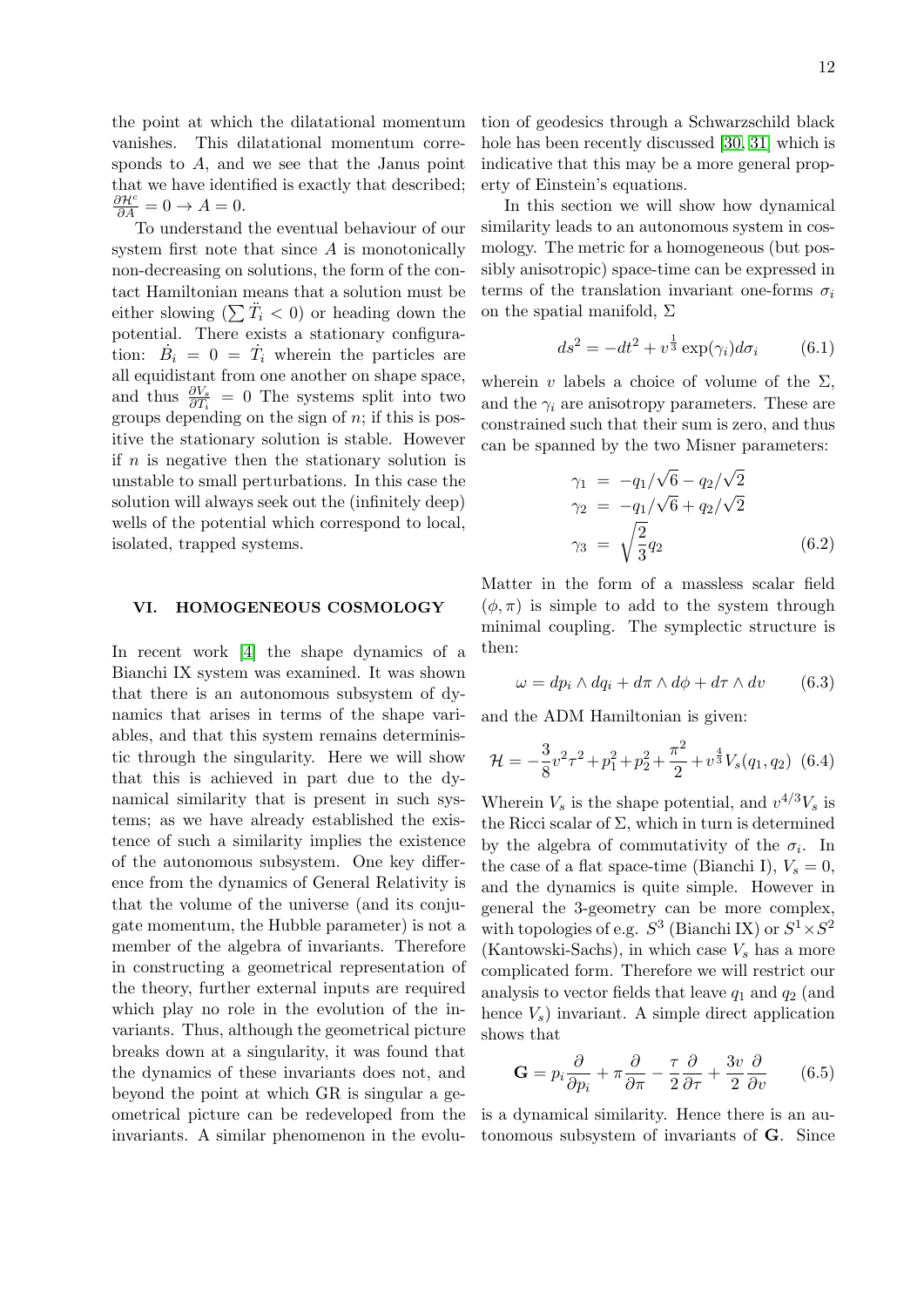the point at which the dilatational momentum vanishes. This dilatational momentum corresponds to $A$, and we see that the Janus point that we have identified is exactly that described; $\frac{\partial \mathcal{H}^c}{\partial A} = 0 \to A = 0$.

To understand the eventual behaviour of our system first note that since $A$ is monotonically non-decreasing on solutions, the form of the contact Hamiltonian means that a solution must be either slowing ($\sum \ddot{T}_i < 0$) or heading down the potential. There exists a stationary configuration: $\dot{B}_i = 0 = \dot{T}_i$ wherein the particles are all equidistant from one another on shape space, and thus $\frac{\partial V_s}{\partial T_i} = 0$ The systems split into two groups depending on the sign of $n$; if this is positive the stationary solution is stable. However if $n$ is negative then the stationary solution is unstable to small perturbations. In this case the solution will always seek out the (infinitely deep) wells of the potential which correspond to local, isolated, trapped systems.

## VI. HOMOGENEOUS COSMOLOGY

In recent work [4] the shape dynamics of a Bianchi IX system was examined. It was shown that there is an autonomous subsystem of dynamics that arises in terms of the shape variables, and that this system remains deterministic through the singularity. Here we will show that this is achieved in part due to the dynamical similarity that is present in such systems; as we have already established the existence of such a similarity implies the existence of the autonomous subsystem. One key difference from the dynamics of General Relativity is that the volume of the universe (and its conjugate momentum, the Hubble parameter) is not a member of the algebra of invariants. Therefore in constructing a geometrical representation of the theory, further external inputs are required which play no role in the evolution of the invariants. Thus, although the geometrical picture breaks down at a singularity, it was found that the dynamics of these invariants does not, and beyond the point at which GR is singular a geometrical picture can be redeveloped from the invariants. A similar phenomenon in the evolution of geodesics through a Schwarzschild black hole has been recently discussed [30, 31] which is indicative that this may be a more general property of Einstein's equations.

In this section we will show how dynamical similarity leads to an autonomous system in cosmology. The metric for a homogeneous (but possibly anisotropic) space-time can be expressed in terms of the translation invariant one-forms $\sigma_i$ on the spatial manifold, $\Sigma$

$$ds^2 = -dt^2 + v^{\frac{1}{3}} \exp(\gamma_i) d\sigma_i \tag{6.1}$$

wherein $v$ labels a choice of volume of the $\Sigma$, and the $\gamma_i$ are anisotropy parameters. These are constrained such that their sum is zero, and thus can be spanned by the two Misner parameters:

$$\begin{aligned}
\gamma_1 &= -q_1/\sqrt{6} - q_2/\sqrt{2} \\
\gamma_2 &= -q_1/\sqrt{6} + q_2/\sqrt{2} \\
\gamma_3 &= \sqrt{\frac{2}{3}} q_2
\end{aligned} \tag{6.2}$$

Matter in the form of a massless scalar field $(\phi, \pi)$ is simple to add to the system through minimal coupling. The symplectic structure is then:

$$\omega = dp_i \wedge dq_i + d\pi \wedge d\phi + d\tau \wedge dv \tag{6.3}$$

and the ADM Hamiltonian is given:

$$\mathcal{H} = -\frac{3}{8} v^2 \tau^2 + p_1^2 + p_2^2 + \frac{\pi^2}{2} + v^{\frac{4}{3}} V_s(q_1, q_2) \tag{6.4}$$

Wherein $V_s$ is the shape potential, and $v^{4/3} V_s$ is the Ricci scalar of $\Sigma$, which in turn is determined by the algebra of commutativity of the $\sigma_i$. In the case of a flat space-time (Bianchi I), $V_s = 0$, and the dynamics is quite simple. However in general the 3-geometry can be more complex, with topologies of e.g. $S^3$ (Bianchi IX) or $S^1 \times S^2$ (Kantowski-Sachs), in which case $V_s$ has a more complicated form. Therefore we will restrict our analysis to vector fields that leave $q_1$ and $q_2$ (and hence $V_s$) invariant. A simple direct application shows that

$$\mathbf{G} = p_i \frac{\partial}{\partial p_i} + \pi \frac{\partial}{\partial \pi} - \frac{\tau}{2} \frac{\partial}{\partial \tau} + \frac{3v}{2} \frac{\partial}{\partial v} \tag{6.5}$$

is a dynamical similarity. Hence there is an autonomous subsystem of invariants of $\mathbf{G}$. Since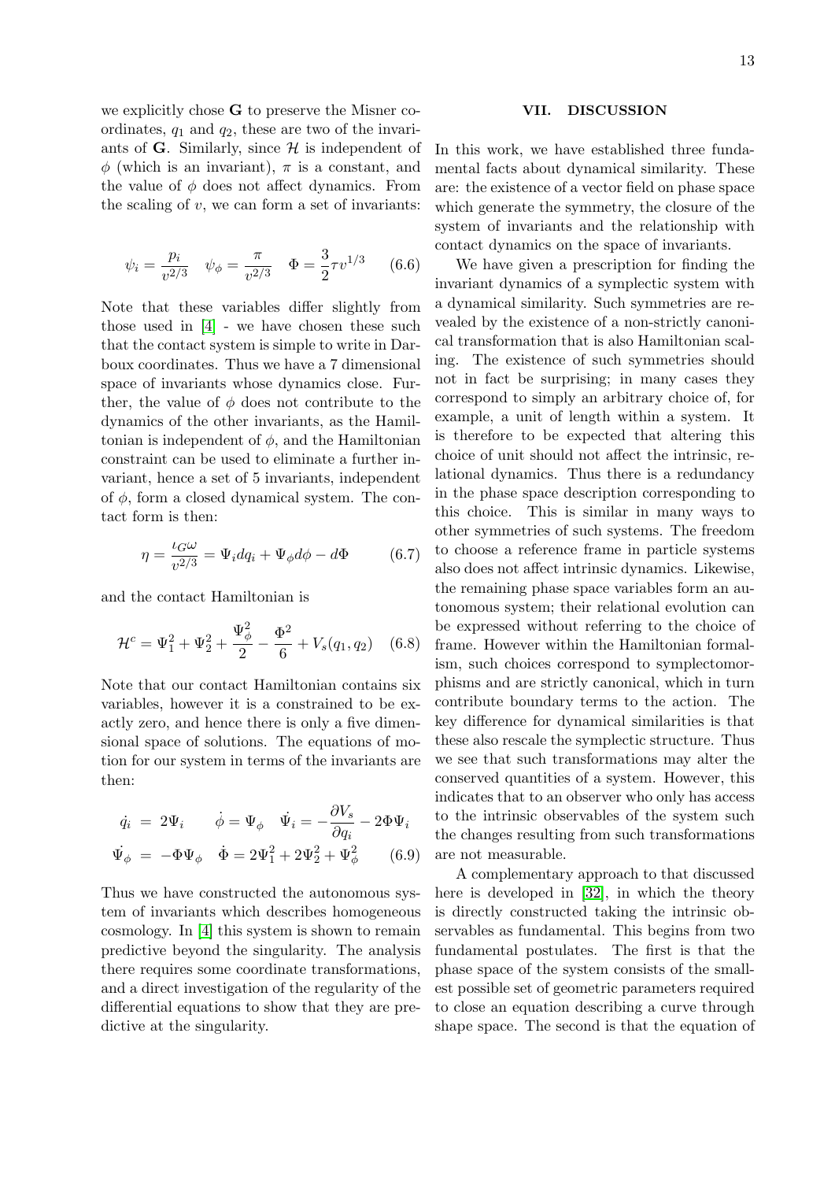we explicitly chose $\mathbf{G}$ to preserve the Misner coordinates, $q_1$ and $q_2$, these are two of the invariants of $\mathbf{G}$. Similarly, since $\mathcal{H}$ is independent of $\phi$ (which is an invariant), $\pi$ is a constant, and the value of $\phi$ does not affect dynamics. From the scaling of $v$, we can form a set of invariants:

$$\psi_i = \frac{p_i}{v^{2/3}} \quad \psi_\phi = \frac{\pi}{v^{2/3}} \quad \Phi = \frac{3}{2}\tau v^{1/3} \tag{6.6}$$

Note that these variables differ slightly from those used in [4] - we have chosen these such that the contact system is simple to write in Darboux coordinates. Thus we have a 7 dimensional space of invariants whose dynamics close. Further, the value of $\phi$ does not contribute to the dynamics of the other invariants, as the Hamiltonian is independent of $\phi$, and the Hamiltonian constraint can be used to eliminate a further invariant, hence a set of 5 invariants, independent of $\phi$, form a closed dynamical system. The contact form is then:

$$\eta = \frac{\iota_G \omega}{v^{2/3}} = \Psi_i dq_i + \Psi_\phi d\phi - d\Phi \tag{6.7}$$

and the contact Hamiltonian is

$$\mathcal{H}^c = \Psi_1^2 + \Psi_2^2 + \frac{\Psi_\phi^2}{2} - \frac{\Phi^2}{6} + V_s(q_1, q_2) \tag{6.8}$$

Note that our contact Hamiltonian contains six variables, however it is a constrained to be exactly zero, and hence there is only a five dimensional space of solutions. The equations of motion for our system in terms of the invariants are then:

$$\begin{aligned}
\dot{q}_i &= 2\Psi_i \qquad \dot{\phi} = \Psi_\phi \quad \dot{\Psi}_i = -\frac{\partial V_s}{\partial q_i} - 2\Phi\Psi_i \\
\dot{\Psi}_\phi &= -\Phi\Psi_\phi \quad \dot{\Phi} = 2\Psi_1^2 + 2\Psi_2^2 + \Psi_\phi^2
\end{aligned} \tag{6.9}$$

Thus we have constructed the autonomous system of invariants which describes homogeneous cosmology. In [4] this system is shown to remain predictive beyond the singularity. The analysis there requires some coordinate transformations, and a direct investigation of the regularity of the differential equations to show that they are predictive at the singularity.

## VII. DISCUSSION

In this work, we have established three fundamental facts about dynamical similarity. These are: the existence of a vector field on phase space which generate the symmetry, the closure of the system of invariants and the relationship with contact dynamics on the space of invariants.

We have given a prescription for finding the invariant dynamics of a symplectic system with a dynamical similarity. Such symmetries are revealed by the existence of a non-strictly canonical transformation that is also Hamiltonian scaling. The existence of such symmetries should not in fact be surprising; in many cases they correspond to simply an arbitrary choice of, for example, a unit of length within a system. It is therefore to be expected that altering this choice of unit should not affect the intrinsic, relational dynamics. Thus there is a redundancy in the phase space description corresponding to this choice. This is similar in many ways to other symmetries of such systems. The freedom to choose a reference frame in particle systems also does not affect intrinsic dynamics. Likewise, the remaining phase space variables form an autonomous system; their relational evolution can be expressed without referring to the choice of frame. However within the Hamiltonian formalism, such choices correspond to symplectomorphisms and are strictly canonical, which in turn contribute boundary terms to the action. The key difference for dynamical similarities is that these also rescale the symplectic structure. Thus we see that such transformations may alter the conserved quantities of a system. However, this indicates that to an observer who only has access to the intrinsic observables of the system such the changes resulting from such transformations are not measurable.

A complementary approach to that discussed here is developed in [32], in which the theory is directly constructed taking the intrinsic observables as fundamental. This begins from two fundamental postulates. The first is that the phase space of the system consists of the smallest possible set of geometric parameters required to close an equation describing a curve through shape space. The second is that the equation of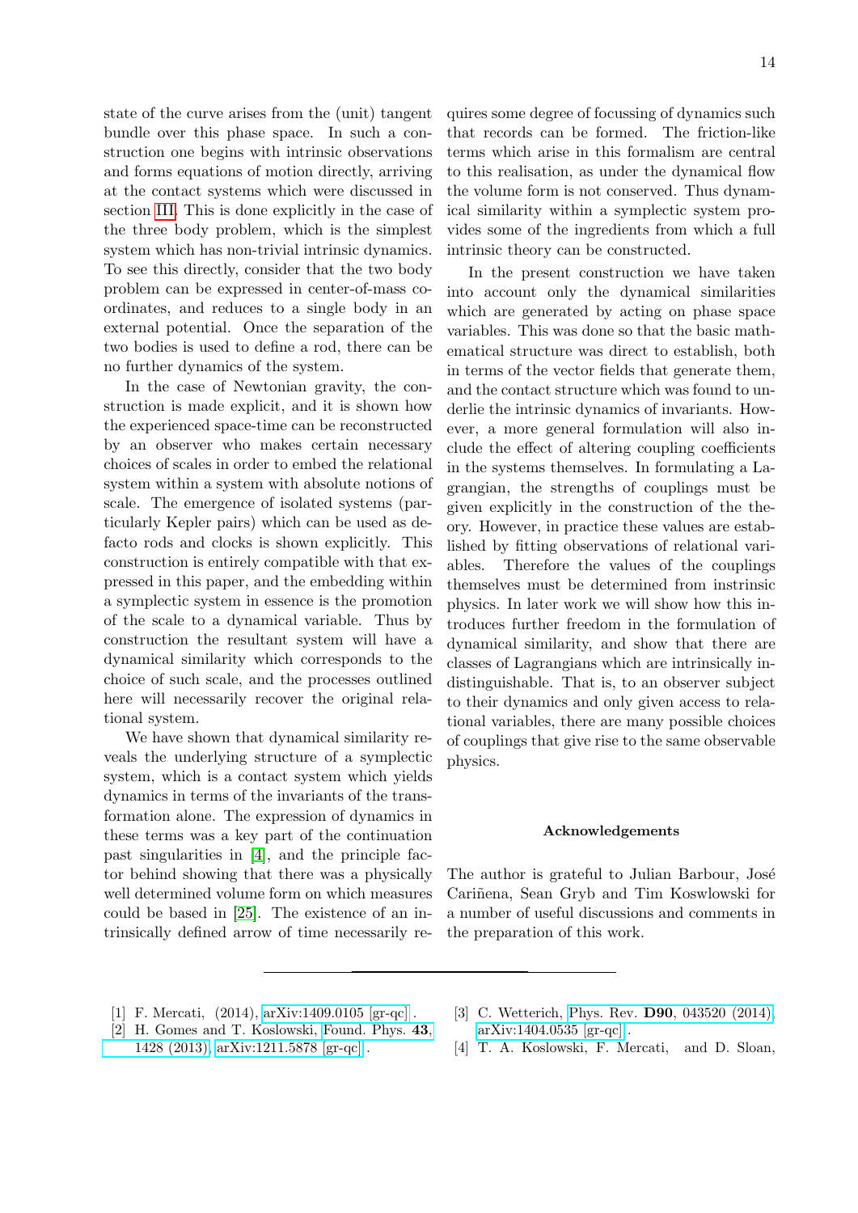state of the curve arises from the (unit) tangent bundle over this phase space. In such a construction one begins with intrinsic observations and forms equations of motion directly, arriving at the contact systems which were discussed in section III. This is done explicitly in the case of the three body problem, which is the simplest system which has non-trivial intrinsic dynamics. To see this directly, consider that the two body problem can be expressed in center-of-mass coordinates, and reduces to a single body in an external potential. Once the separation of the two bodies is used to define a rod, there can be no further dynamics of the system.

In the case of Newtonian gravity, the construction is made explicit, and it is shown how the experienced space-time can be reconstructed by an observer who makes certain necessary choices of scales in order to embed the relational system within a system with absolute notions of scale. The emergence of isolated systems (particularly Kepler pairs) which can be used as de facto rods and clocks is shown explicitly. This construction is entirely compatible with that expressed in this paper, and the embedding within a symplectic system in essence is the promotion of the scale to a dynamical variable. Thus by construction the resultant system will have a dynamical similarity which corresponds to the choice of such scale, and the processes outlined here will necessarily recover the original relational system.

We have shown that dynamical similarity reveals the underlying structure of a symplectic system, which is a contact system which yields dynamics in terms of the invariants of the transformation alone. The expression of dynamics in these terms was a key part of the continuation past singularities in [4], and the principle factor behind showing that there was a physically well determined volume form on which measures could be based in [25]. The existence of an intrinsically defined arrow of time necessarily requires some degree of focussing of dynamics such that records can be formed. The friction-like terms which arise in this formalism are central to this realisation, as under the dynamical flow the volume form is not conserved. Thus dynamical similarity within a symplectic system provides some of the ingredients from which a full intrinsic theory can be constructed.

In the present construction we have taken into account only the dynamical similarities which are generated by acting on phase space variables. This was done so that the basic mathematical structure was direct to establish, both in terms of the vector fields that generate them, and the contact structure which was found to underlie the intrinsic dynamics of invariants. However, a more general formulation will also include the effect of altering coupling coefficients in the systems themselves. In formulating a Lagrangian, the strengths of couplings must be given explicitly in the construction of the theory. However, in practice these values are established by fitting observations of relational variables. Therefore the values of the couplings themselves must be determined from instrinsic physics. In later work we will show how this introduces further freedom in the formulation of dynamical similarity, and show that there are classes of Lagrangians which are intrinsically indistinguishable. That is, to an observer subject to their dynamics and only given access to relational variables, there are many possible choices of couplings that give rise to the same observable physics.

### Acknowledgements

The author is grateful to Julian Barbour, José Cariñena, Sean Gryb and Tim Koswlowski for a number of useful discussions and comments in the preparation of this work.

---

[1] F. Mercati, (2014), arXiv:1409.0105 [gr-qc].

[2] H. Gomes and T. Koslowski, Found. Phys. **43**, 1428 (2013), arXiv:1211.5878 [gr-qc].

[3] C. Wetterich, Phys. Rev. **D90**, 043520 (2014), arXiv:1404.0535 [gr-qc].

[4] T. A. Koslowski, F. Mercati, and D. Sloan,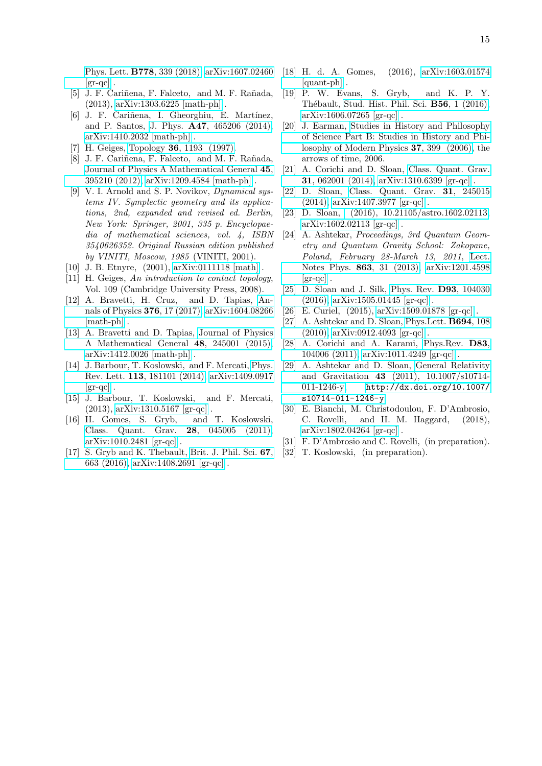Phys. Lett. **B778**, 339 (2018), arXiv:1607.02460 [gr-qc].

[5] J. F. Cariñena, F. Falceto, and M. F. Rañada, (2013), arXiv:1303.6225 [math-ph].

[6] J. F. Cariñena, I. Gheorghiu, E. Martínez, and P. Santos, J. Phys. **A47**, 465206 (2014), arXiv:1410.2032 [math-ph].

[7] H. Geiges, Topology **36**, 1193 (1997).

[8] J. F. Cariñena, F. Falceto, and M. F. Rañada, Journal of Physics A Mathematical General **45**, 395210 (2012), arXiv:1209.4584 [math-ph].

[9] V. I. Arnold and S. P. Novikov, *Dynamical systems IV. Symplectic geometry and its applications, 2nd, expanded and revised ed. Berlin, New York: Springer, 2001, 335 p. Encyclopaedia of mathematical sciences, vol. 4, ISBN 3540626352. Original Russian edition published by VINITI, Moscow, 1985* (VINITI, 2001).

[10] J. B. Etnyre, (2001), arXiv:0111118 [math].

[11] H. Geiges, *An introduction to contact topology*, Vol. 109 (Cambridge University Press, 2008).

[12] A. Bravetti, H. Cruz, and D. Tapias, Annals of Physics **376**, 17 (2017), arXiv:1604.08266 [math-ph].

[13] A. Bravetti and D. Tapias, Journal of Physics A Mathematical General **48**, 245001 (2015), arXiv:1412.0026 [math-ph].

[14] J. Barbour, T. Koslowski, and F. Mercati, Phys. Rev. Lett. **113**, 181101 (2014), arXiv:1409.0917 [gr-qc].

[15] J. Barbour, T. Koslowski, and F. Mercati, (2013), arXiv:1310.5167 [gr-qc].

[16] H. Gomes, S. Gryb, and T. Koslowski, Class. Quant. Grav. **28**, 045005 (2011), arXiv:1010.2481 [gr-qc].

[17] S. Gryb and K. Thebault, Brit. J. Phil. Sci. **67**, 663 (2016), arXiv:1408.2691 [gr-qc].

[18] H. d. A. Gomes, (2016), arXiv:1603.01574 [quant-ph].

[19] P. W. Evans, S. Gryb, and K. P. Y. Thébault, Stud. Hist. Phil. Sci. **B56**, 1 (2016), arXiv:1606.07265 [gr-qc].

[20] J. Earman, Studies in History and Philosophy of Science Part B: Studies in History and Philosophy of Modern Physics **37**, 399 (2006), the arrows of time, 2006.

[21] A. Corichi and D. Sloan, Class. Quant. Grav. **31**, 062001 (2014), arXiv:1310.6399 [gr-qc].

[22] D. Sloan, Class. Quant. Grav. **31**, 245015 (2014), arXiv:1407.3977 [gr-qc].

[23] D. Sloan, (2016), 10.21105/astro.1602.02113, arXiv:1602.02113 [gr-qc].

[24] A. Ashtekar, *Proceedings, 3rd Quantum Geometry and Quantum Gravity School: Zakopane, Poland, February 28-March 13, 2011*, Lect. Notes Phys. **863**, 31 (2013), arXiv:1201.4598 [gr-qc].

[25] D. Sloan and J. Silk, Phys. Rev. **D93**, 104030 (2016), arXiv:1505.01445 [gr-qc].

[26] E. Curiel, (2015), arXiv:1509.01878 [gr-qc].

[27] A. Ashtekar and D. Sloan, Phys.Lett. **B694**, 108 (2010), arXiv:0912.4093 [gr-qc].

[28] A. Corichi and A. Karami, Phys.Rev. **D83**, 104006 (2011), arXiv:1011.4249 [gr-qc].

[29] A. Ashtekar and D. Sloan, General Relativity and Gravitation **43** (2011), 10.1007/s10714-011-1246-y, `http://dx.doi.org/10.1007/s10714-011-1246-y`.

[30] E. Bianchi, M. Christodoulou, F. D'Ambrosio, C. Rovelli, and H. M. Haggard, (2018), arXiv:1802.04264 [gr-qc].

[31] F. D'Ambrosio and C. Rovelli, (in preparation).

[32] T. Koslowski, (in preparation).